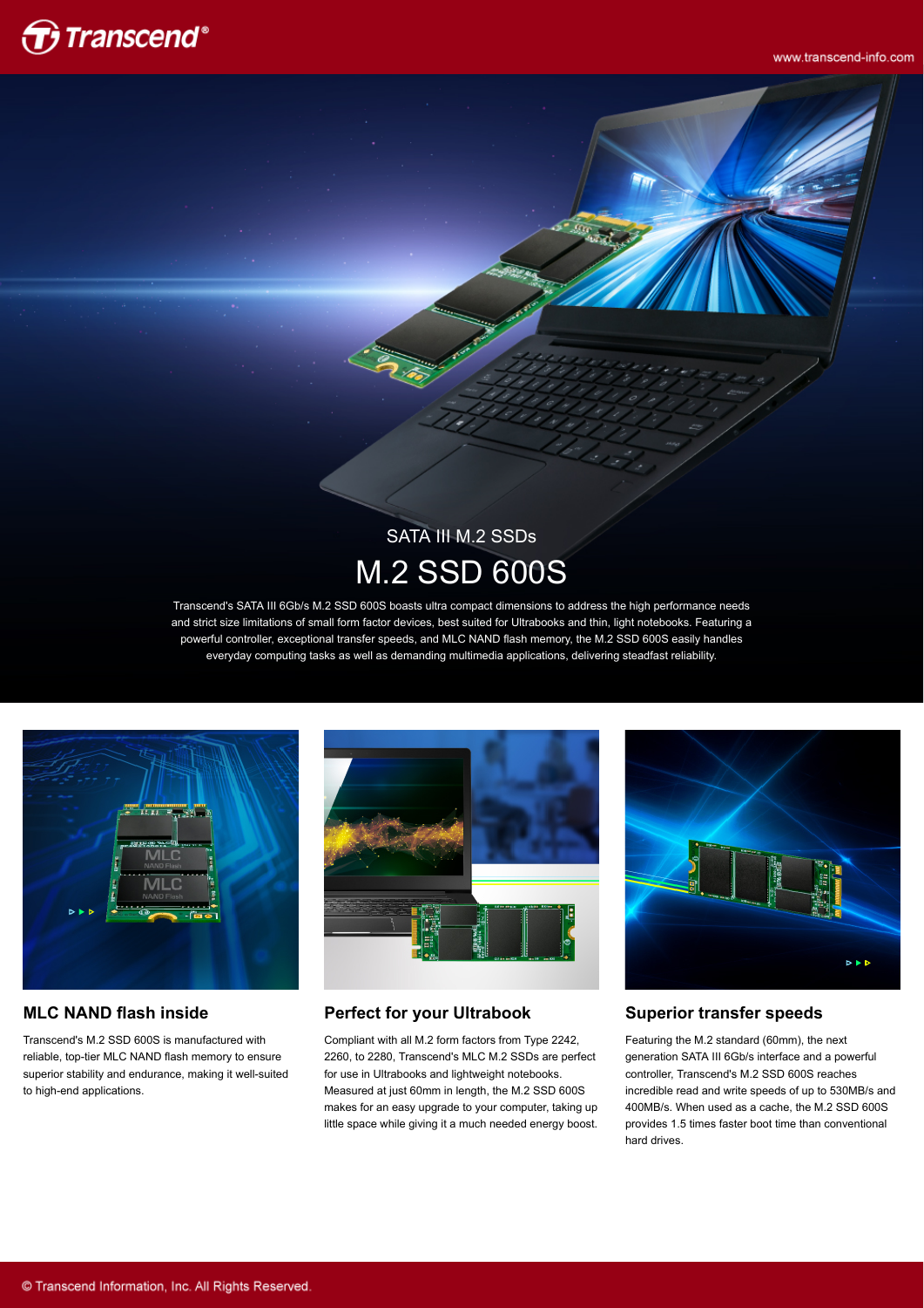# SATA III M.2 SSDs

# M.2 SSD 600S

Transcend's SATA III 6Gb/s M.2 SSD 600S boasts ultra compact dimensions to address the high performance needs and strict size limitations of small form factor devices, best suited for Ultrabooks and thin, light notebooks. Featuring a powerful controller, exceptional transfer speeds, and MLC NAND flash memory, the M.2 SSD 600S easily handles everyday computing tasks as well as demanding multimedia applications, delivering steadfast reliability.

## MLC NAND flash inside

Transcend's M.2 SSD 600S is manufactured with reliable, top-tier MLC NAND flash memory to ensure superior stability and endurance, making it well-suited to high-end applications.

## Perfect for your Ultrabook

Compliant with all M.2 form factors from Type 2242, 2260, to 2280, Transcend's MLC M.2 SSDs are perfect for use in Ultrabooks and lightweight notebooks. Measured at just 60mm in length, the M.2 SSD 600S makes for an easy upgrade to your computer, taking up little space while giving it a much needed energy boost.

## Superior transfer speeds

Featuring the M.2 standard (60mm), the next generation SATA III 6Gb/s interface and a powerful controller, Transcend's M.2 SSD 600S reaches incredible read and write speeds of up to 530MB/s and 400MB/s. When used as a cache, the M.2 SSD 600S provides 1.5 times faster boot time than conventional hard drives.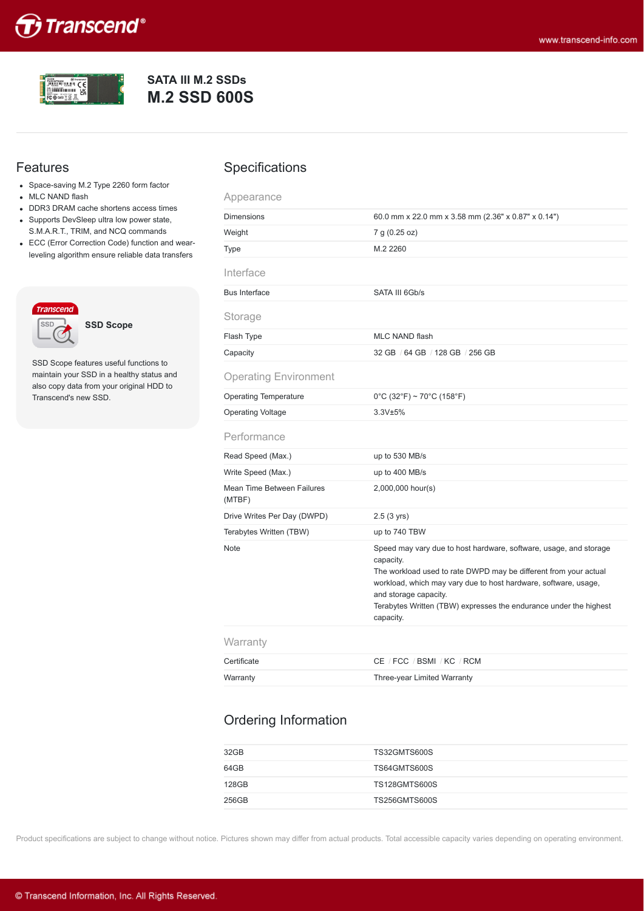# SATA III M.2 SSDs

# M.2 SSD 600S

## Features

- Space-saving M.2 Type 2260 form factor
- MLC NAND flash
- DDR3 DRAM cache shortens access times
- Supports DevSleep ultra low power state, S.M.A.R.T., TRIM, and NCQ commands
- ECC (Error Correction Code) function and wear-leveling algorithm ensure reliable data transfers

**SSD Scope**

SSD Scope features useful functions to maintain your SSD in a healthy status and also copy data from your original HDD to Transcend's new SSD.

## Specifications

### Appearance

| | |
|---|---|
| Dimensions | 60.0 mm x 22.0 mm x 3.58 mm (2.36" x 0.87" x 0.14") |
| Weight | 7 g (0.25 oz) |
| Type | M.2 2260 |

### Interface

| | |
|---|---|
| Bus Interface | SATA III 6Gb/s |

### Storage

| | |
|---|---|
| Flash Type | MLC NAND flash |
| Capacity | 32 GB / 64 GB / 128 GB / 256 GB |

### Operating Environment

| | |
|---|---|
| Operating Temperature | 0°C (32°F) ~ 70°C (158°F) |
| Operating Voltage | 3.3V±5% |

### Performance

| | |
|---|---|
| Read Speed (Max.) | up to 530 MB/s |
| Write Speed (Max.) | up to 400 MB/s |
| Mean Time Between Failures (MTBF) | 2,000,000 hour(s) |
| Drive Writes Per Day (DWPD) | 2.5 (3 yrs) |
| Terabytes Written (TBW) | up to 740 TBW |
| Note | Speed may vary due to host hardware, software, usage, and storage capacity. The workload used to rate DWPD may be different from your actual workload, which may vary due to host hardware, software, usage, and storage capacity. Terabytes Written (TBW) expresses the endurance under the highest capacity. |

### Warranty

| | |
|---|---|
| Certificate | CE / FCC / BSMI / KC / RCM |
| Warranty | Three-year Limited Warranty |

## Ordering Information

| | |
|---|---|
| 32GB | TS32GMTS600S |
| 64GB | TS64GMTS600S |
| 128GB | TS128GMTS600S |
| 256GB | TS256GMTS600S |

Product specifications are subject to change without notice. Pictures shown may differ from actual products. Total accessible capacity varies depending on operating environment.